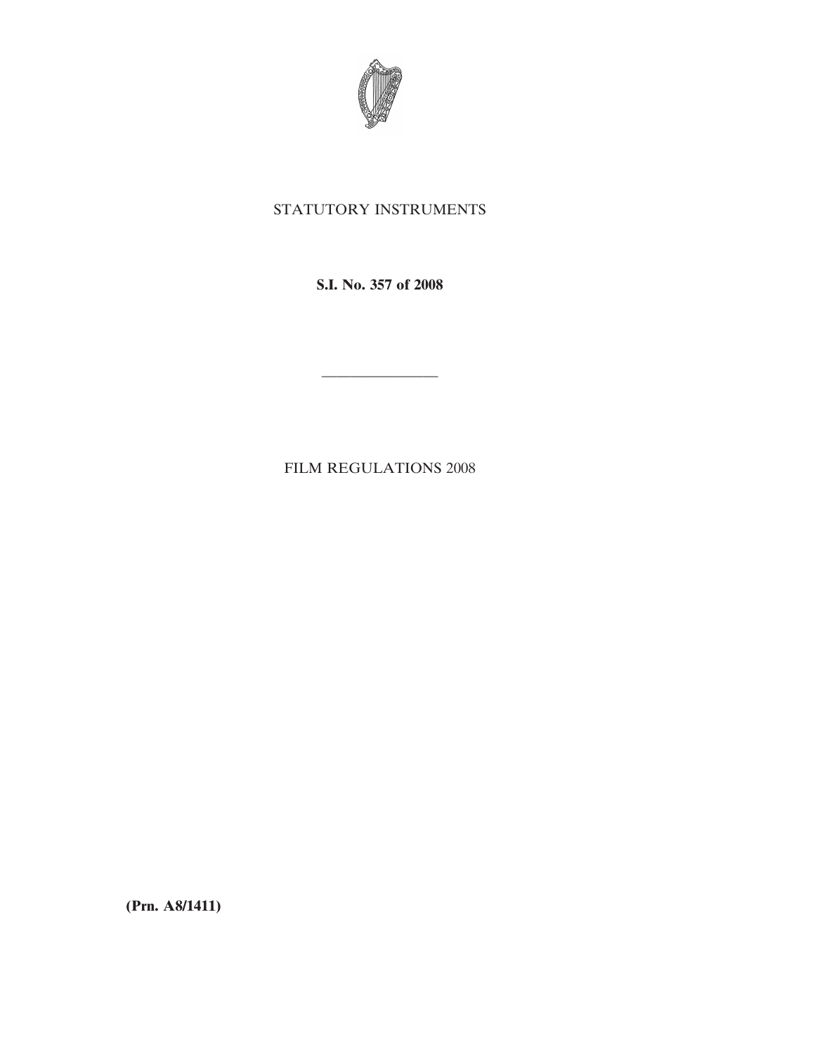STATUTORY INSTRUMENTS

**S.I. No. 357 of 2008**

---

FILM REGULATIONS 2008

**(Prn. A8/1411)**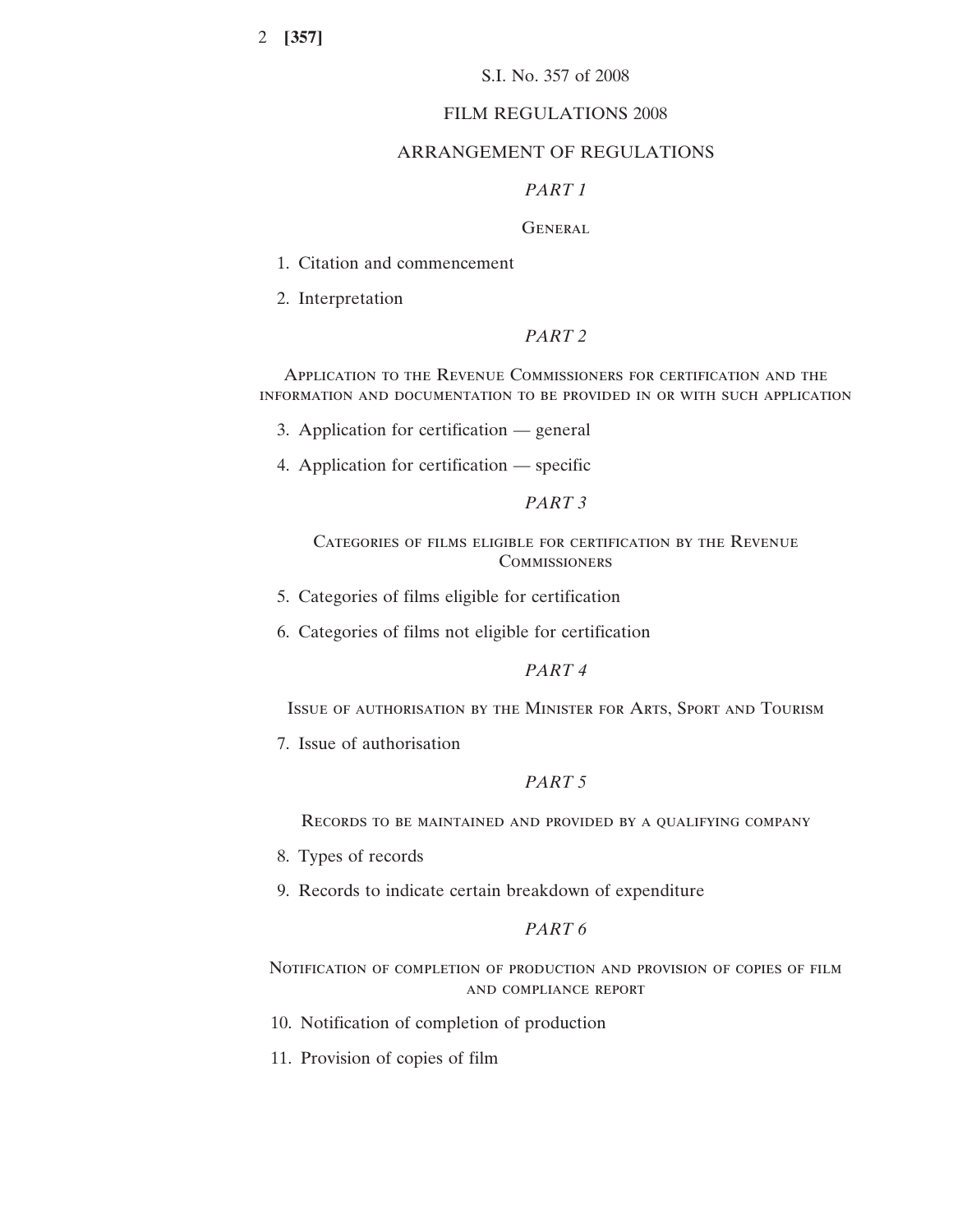S.I. No. 357 of 2008

# FILM REGULATIONS 2008

## ARRANGEMENT OF REGULATIONS

### *PART 1*

General

1. Citation and commencement
2. Interpretation

### *PART 2*

Application to the Revenue Commissioners for certification and the information and documentation to be provided in or with such application

3. Application for certification — general
4. Application for certification — specific

### *PART 3*

Categories of films eligible for certification by the Revenue Commissioners

5. Categories of films eligible for certification
6. Categories of films not eligible for certification

### *PART 4*

Issue of authorisation by the Minister for Arts, Sport and Tourism

7. Issue of authorisation

### *PART 5*

Records to be maintained and provided by a qualifying company

8. Types of records
9. Records to indicate certain breakdown of expenditure

### *PART 6*

Notification of completion of production and provision of copies of film and compliance report

10. Notification of completion of production
11. Provision of copies of film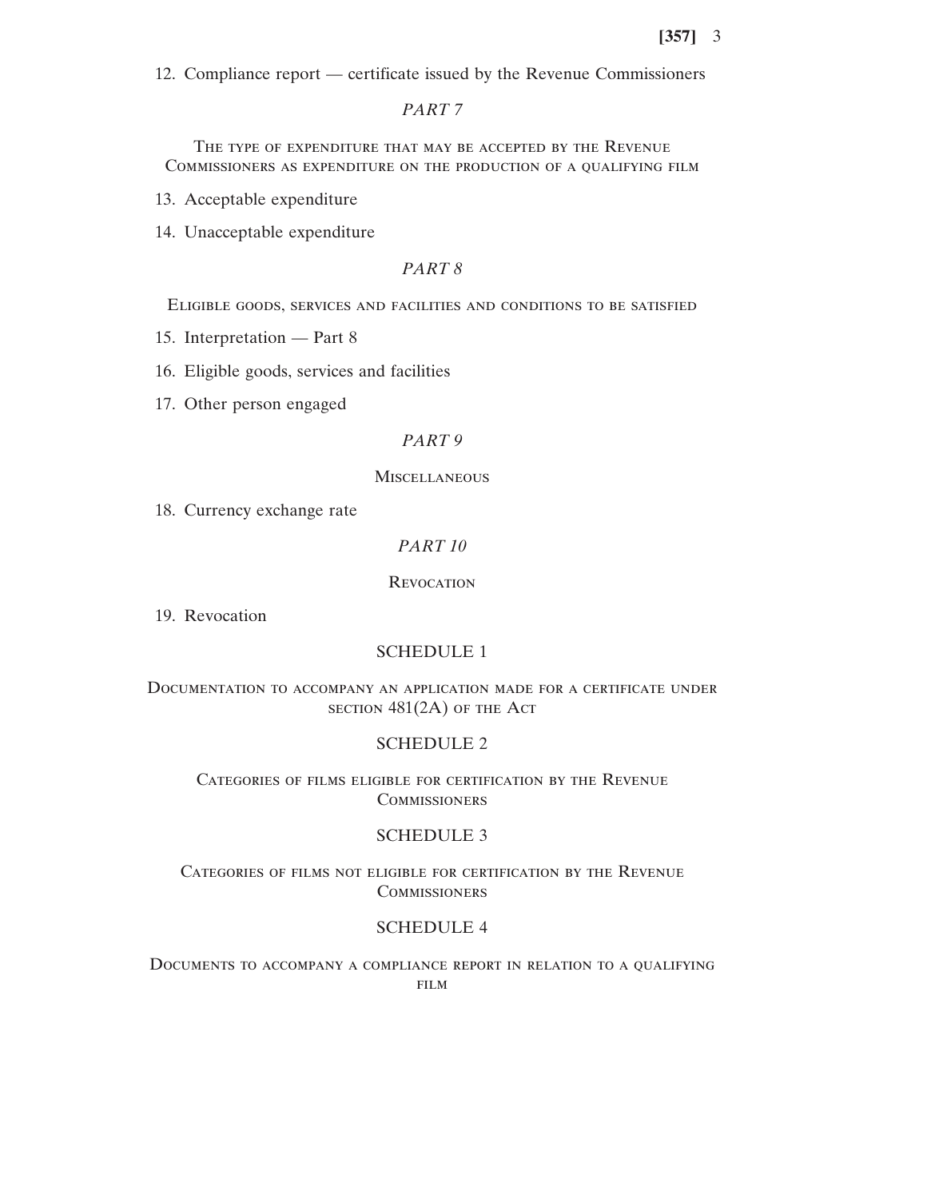12. Compliance report — certificate issued by the Revenue Commissioners

*PART 7*

THE TYPE OF EXPENDITURE THAT MAY BE ACCEPTED BY THE REVENUE COMMISSIONERS AS EXPENDITURE ON THE PRODUCTION OF A QUALIFYING FILM

13. Acceptable expenditure

14. Unacceptable expenditure

*PART 8*

ELIGIBLE GOODS, SERVICES AND FACILITIES AND CONDITIONS TO BE SATISFIED

15. Interpretation — Part 8

16. Eligible goods, services and facilities

17. Other person engaged

*PART 9*

MISCELLANEOUS

18. Currency exchange rate

*PART 10*

REVOCATION

19. Revocation

SCHEDULE 1

DOCUMENTATION TO ACCOMPANY AN APPLICATION MADE FOR A CERTIFICATE UNDER SECTION 481(2A) OF THE ACT

SCHEDULE 2

CATEGORIES OF FILMS ELIGIBLE FOR CERTIFICATION BY THE REVENUE COMMISSIONERS

SCHEDULE 3

CATEGORIES OF FILMS NOT ELIGIBLE FOR CERTIFICATION BY THE REVENUE COMMISSIONERS

SCHEDULE 4

DOCUMENTS TO ACCOMPANY A COMPLIANCE REPORT IN RELATION TO A QUALIFYING FILM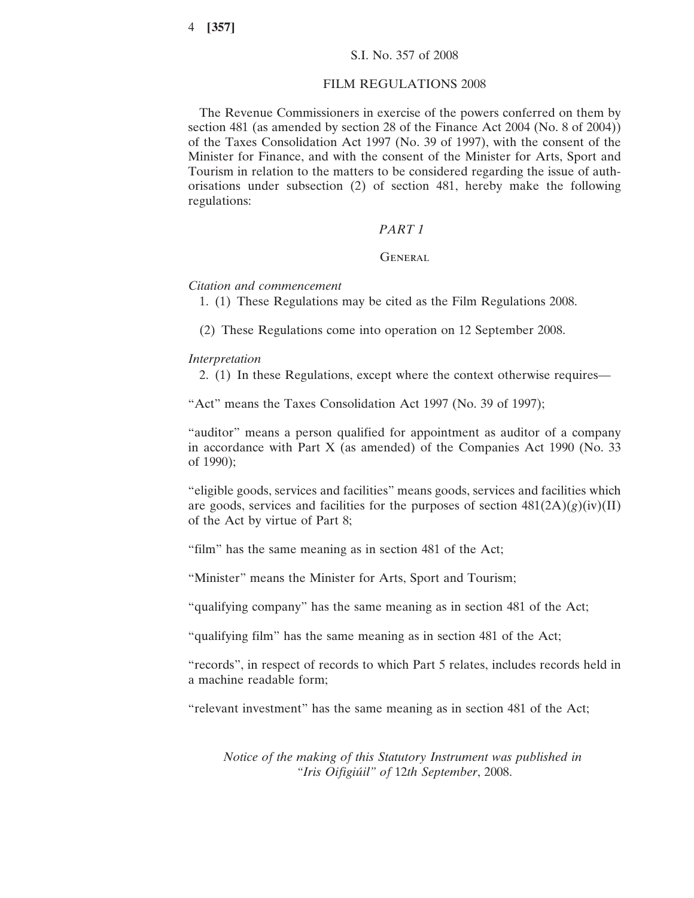S.I. No. 357 of 2008

FILM REGULATIONS 2008

The Revenue Commissioners in exercise of the powers conferred on them by section 481 (as amended by section 28 of the Finance Act 2004 (No. 8 of 2004)) of the Taxes Consolidation Act 1997 (No. 39 of 1997), with the consent of the Minister for Finance, and with the consent of the Minister for Arts, Sport and Tourism in relation to the matters to be considered regarding the issue of authorisations under subsection (2) of section 481, hereby make the following regulations:

## *PART 1*

### General

*Citation and commencement*

1. (1) These Regulations may be cited as the Film Regulations 2008.

(2) These Regulations come into operation on 12 September 2008.

*Interpretation*

2. (1) In these Regulations, except where the context otherwise requires—

"Act" means the Taxes Consolidation Act 1997 (No. 39 of 1997);

"auditor" means a person qualified for appointment as auditor of a company in accordance with Part X (as amended) of the Companies Act 1990 (No. 33 of 1990);

"eligible goods, services and facilities" means goods, services and facilities which are goods, services and facilities for the purposes of section 481(2A)(*g*)(iv)(II) of the Act by virtue of Part 8;

"film" has the same meaning as in section 481 of the Act;

"Minister" means the Minister for Arts, Sport and Tourism;

"qualifying company" has the same meaning as in section 481 of the Act;

"qualifying film" has the same meaning as in section 481 of the Act;

"records", in respect of records to which Part 5 relates, includes records held in a machine readable form;

"relevant investment" has the same meaning as in section 481 of the Act;

*Notice of the making of this Statutory Instrument was published in "Iris Oifigiúil" of* 12*th September*, 2008.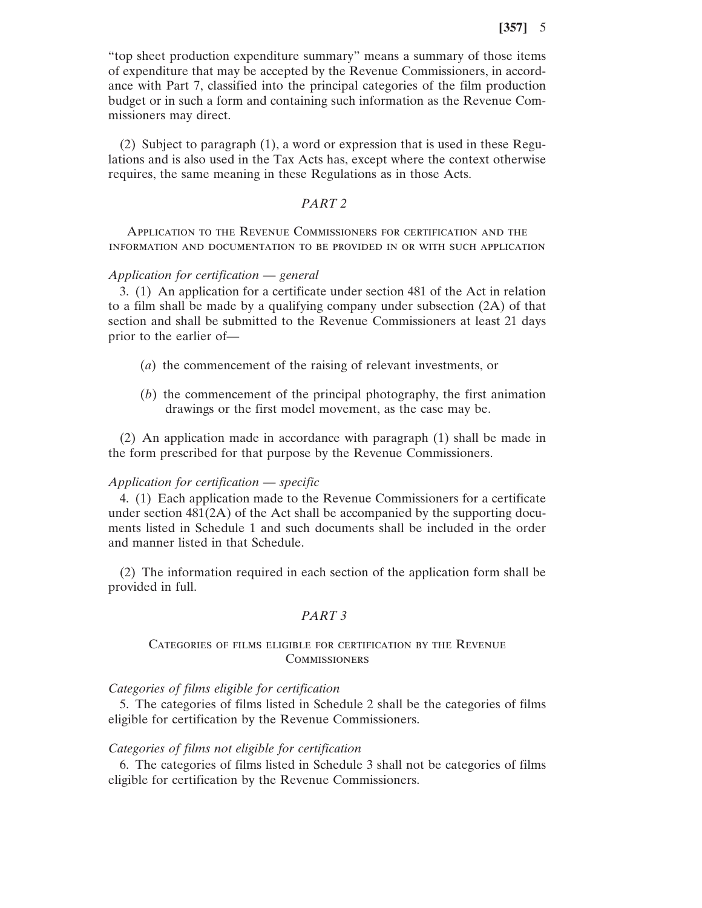"top sheet production expenditure summary" means a summary of those items of expenditure that may be accepted by the Revenue Commissioners, in accordance with Part 7, classified into the principal categories of the film production budget or in such a form and containing such information as the Revenue Commissioners may direct.

(2) Subject to paragraph (1), a word or expression that is used in these Regulations and is also used in the Tax Acts has, except where the context otherwise requires, the same meaning in these Regulations as in those Acts.

## *PART 2*

### Application to the Revenue Commissioners for certification and the information and documentation to be provided in or with such application

*Application for certification — general*

3. (1) An application for a certificate under section 481 of the Act in relation to a film shall be made by a qualifying company under subsection (2A) of that section and shall be submitted to the Revenue Commissioners at least 21 days prior to the earlier of—

(*a*) the commencement of the raising of relevant investments, or

(*b*) the commencement of the principal photography, the first animation drawings or the first model movement, as the case may be.

(2) An application made in accordance with paragraph (1) shall be made in the form prescribed for that purpose by the Revenue Commissioners.

*Application for certification — specific*

4. (1) Each application made to the Revenue Commissioners for a certificate under section 481(2A) of the Act shall be accompanied by the supporting documents listed in Schedule 1 and such documents shall be included in the order and manner listed in that Schedule.

(2) The information required in each section of the application form shall be provided in full.

## *PART 3*

### Categories of films eligible for certification by the Revenue Commissioners

*Categories of films eligible for certification*

5. The categories of films listed in Schedule 2 shall be the categories of films eligible for certification by the Revenue Commissioners.

*Categories of films not eligible for certification*

6. The categories of films listed in Schedule 3 shall not be categories of films eligible for certification by the Revenue Commissioners.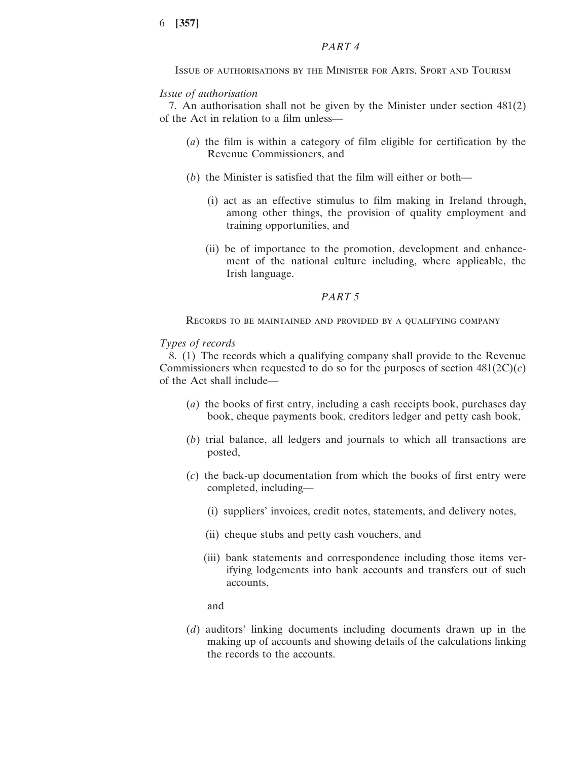## PART 4

### Issue of authorisations by the Minister for Arts, Sport and Tourism

*Issue of authorisation*

7. An authorisation shall not be given by the Minister under section 481(2) of the Act in relation to a film unless—

(*a*) the film is within a category of film eligible for certification by the Revenue Commissioners, and

(*b*) the Minister is satisfied that the film will either or both—

(i) act as an effective stimulus to film making in Ireland through, among other things, the provision of quality employment and training opportunities, and

(ii) be of importance to the promotion, development and enhancement of the national culture including, where applicable, the Irish language.

## PART 5

### Records to be maintained and provided by a qualifying company

*Types of records*

8. (1) The records which a qualifying company shall provide to the Revenue Commissioners when requested to do so for the purposes of section 481(2C)(*c*) of the Act shall include—

(*a*) the books of first entry, including a cash receipts book, purchases day book, cheque payments book, creditors ledger and petty cash book,

(*b*) trial balance, all ledgers and journals to which all transactions are posted,

(*c*) the back-up documentation from which the books of first entry were completed, including—

(i) suppliers' invoices, credit notes, statements, and delivery notes,

(ii) cheque stubs and petty cash vouchers, and

(iii) bank statements and correspondence including those items verifying lodgements into bank accounts and transfers out of such accounts,

and

(*d*) auditors' linking documents including documents drawn up in the making up of accounts and showing details of the calculations linking the records to the accounts.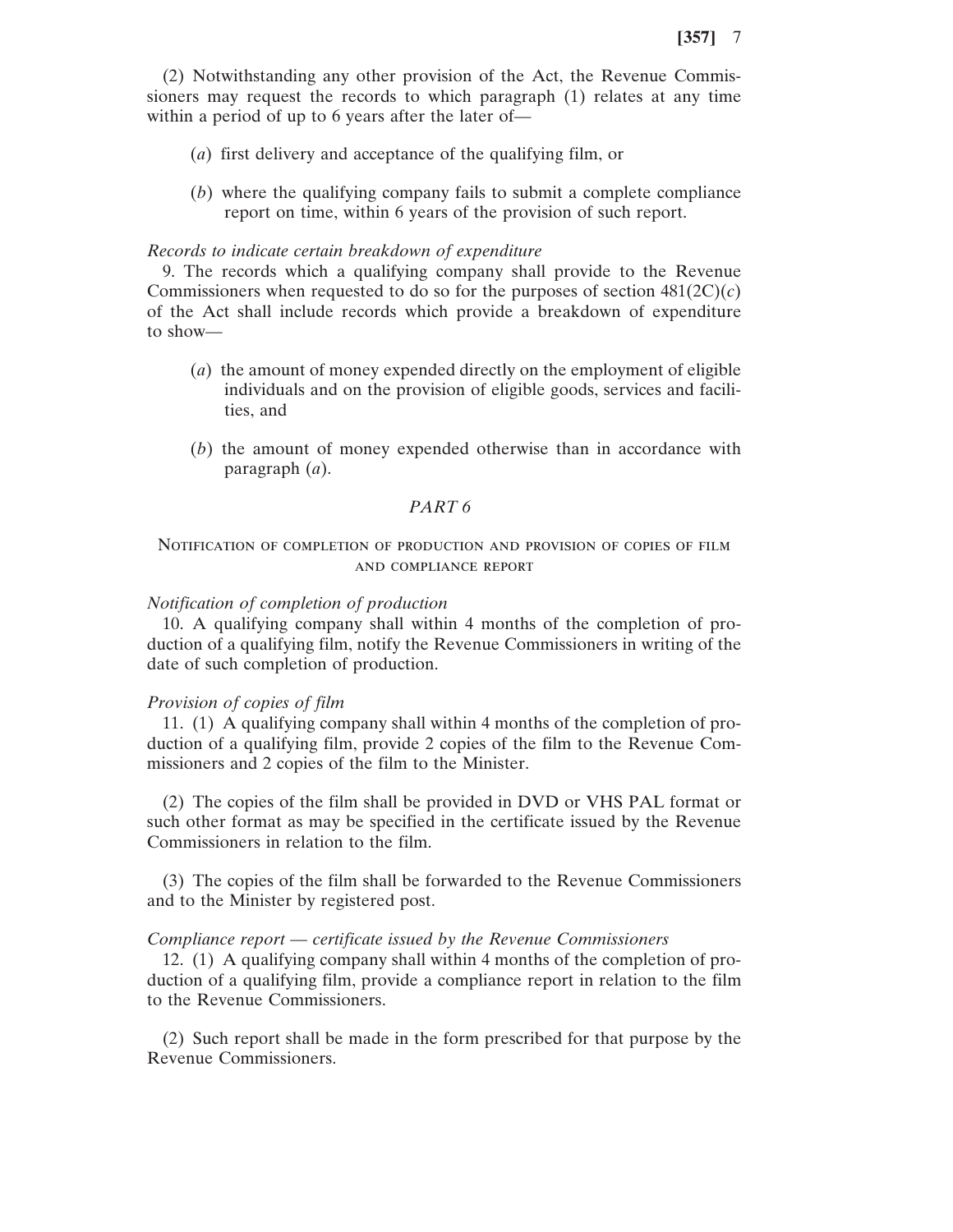(2) Notwithstanding any other provision of the Act, the Revenue Commissioners may request the records to which paragraph (1) relates at any time within a period of up to 6 years after the later of—

(*a*) first delivery and acceptance of the qualifying film, or

(*b*) where the qualifying company fails to submit a complete compliance report on time, within 6 years of the provision of such report.

*Records to indicate certain breakdown of expenditure*

9. The records which a qualifying company shall provide to the Revenue Commissioners when requested to do so for the purposes of section 481(2C)(*c*) of the Act shall include records which provide a breakdown of expenditure to show—

(*a*) the amount of money expended directly on the employment of eligible individuals and on the provision of eligible goods, services and facilities, and

(*b*) the amount of money expended otherwise than in accordance with paragraph (*a*).

## *PART 6*

### Notification of completion of production and provision of copies of film and compliance report

*Notification of completion of production*

10. A qualifying company shall within 4 months of the completion of production of a qualifying film, notify the Revenue Commissioners in writing of the date of such completion of production.

*Provision of copies of film*

11. (1) A qualifying company shall within 4 months of the completion of production of a qualifying film, provide 2 copies of the film to the Revenue Commissioners and 2 copies of the film to the Minister.

(2) The copies of the film shall be provided in DVD or VHS PAL format or such other format as may be specified in the certificate issued by the Revenue Commissioners in relation to the film.

(3) The copies of the film shall be forwarded to the Revenue Commissioners and to the Minister by registered post.

*Compliance report — certificate issued by the Revenue Commissioners*

12. (1) A qualifying company shall within 4 months of the completion of production of a qualifying film, provide a compliance report in relation to the film to the Revenue Commissioners.

(2) Such report shall be made in the form prescribed for that purpose by the Revenue Commissioners.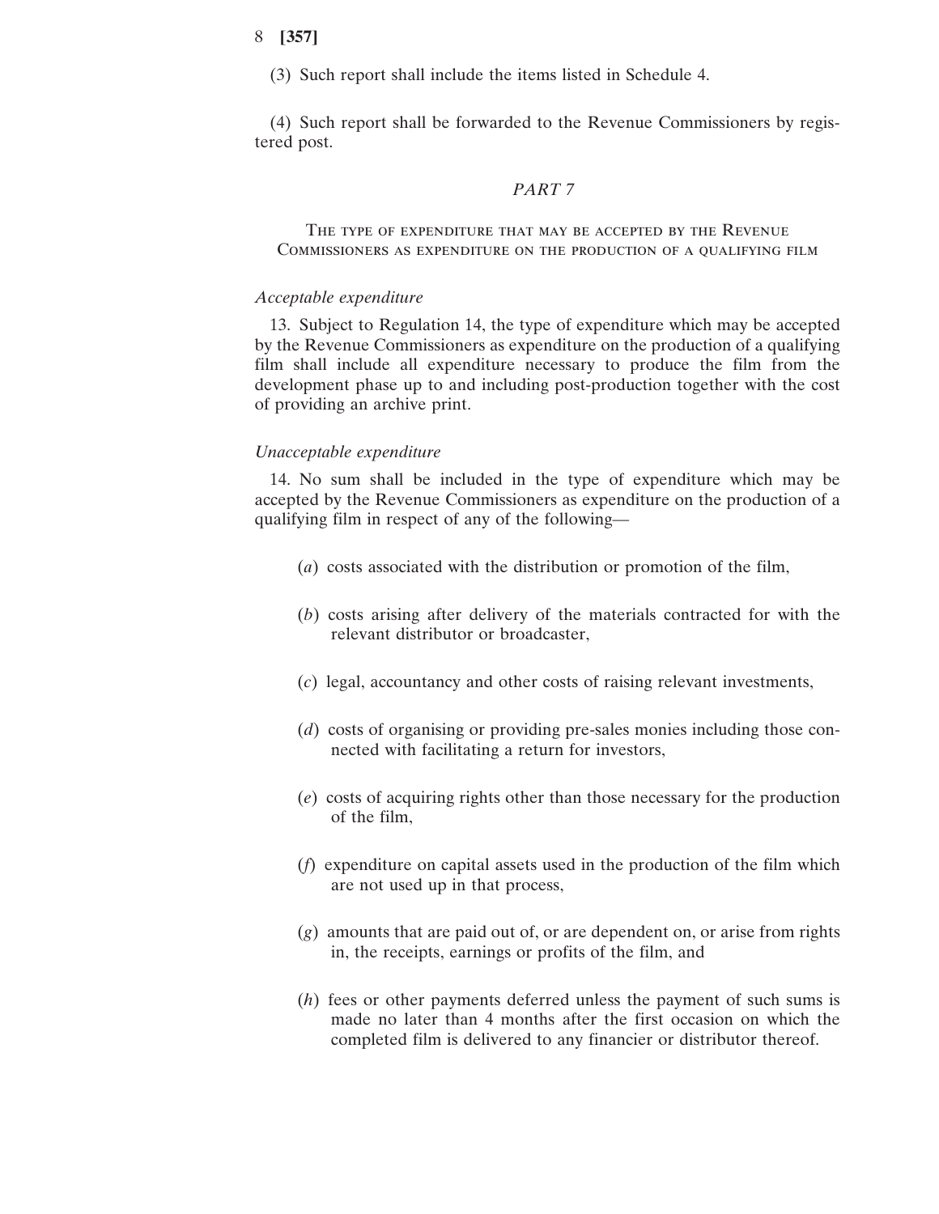(3) Such report shall include the items listed in Schedule 4.

(4) Such report shall be forwarded to the Revenue Commissioners by registered post.

## *PART 7*

### The type of expenditure that may be accepted by the Revenue Commissioners as expenditure on the production of a qualifying film

*Acceptable expenditure*

13. Subject to Regulation 14, the type of expenditure which may be accepted by the Revenue Commissioners as expenditure on the production of a qualifying film shall include all expenditure necessary to produce the film from the development phase up to and including post-production together with the cost of providing an archive print.

*Unacceptable expenditure*

14. No sum shall be included in the type of expenditure which may be accepted by the Revenue Commissioners as expenditure on the production of a qualifying film in respect of any of the following—

(*a*) costs associated with the distribution or promotion of the film,

(*b*) costs arising after delivery of the materials contracted for with the relevant distributor or broadcaster,

(*c*) legal, accountancy and other costs of raising relevant investments,

(*d*) costs of organising or providing pre-sales monies including those connected with facilitating a return for investors,

(*e*) costs of acquiring rights other than those necessary for the production of the film,

(*f*) expenditure on capital assets used in the production of the film which are not used up in that process,

(*g*) amounts that are paid out of, or are dependent on, or arise from rights in, the receipts, earnings or profits of the film, and

(*h*) fees or other payments deferred unless the payment of such sums is made no later than 4 months after the first occasion on which the completed film is delivered to any financier or distributor thereof.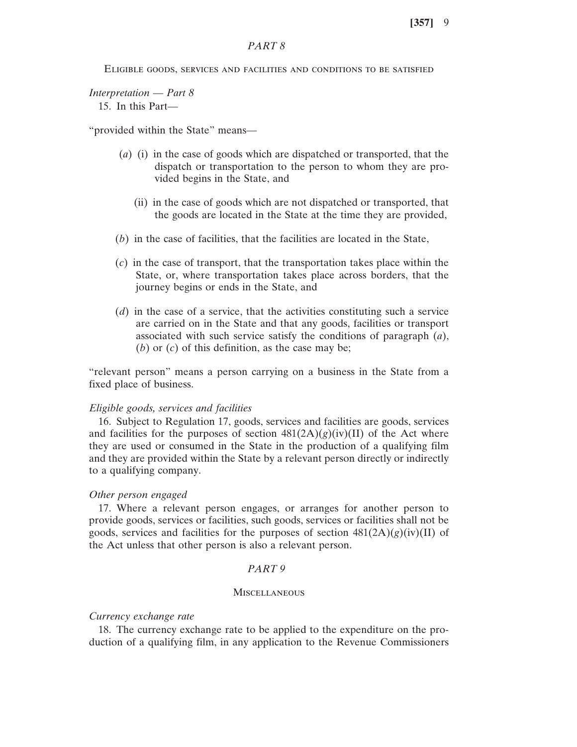## *PART 8*

### Eligible goods, services and facilities and conditions to be satisfied

*Interpretation — Part 8*

15. In this Part—

"provided within the State" means—

(*a*) (i) in the case of goods which are dispatched or transported, that the dispatch or transportation to the person to whom they are provided begins in the State, and

(ii) in the case of goods which are not dispatched or transported, that the goods are located in the State at the time they are provided,

(*b*) in the case of facilities, that the facilities are located in the State,

(*c*) in the case of transport, that the transportation takes place within the State, or, where transportation takes place across borders, that the journey begins or ends in the State, and

(*d*) in the case of a service, that the activities constituting such a service are carried on in the State and that any goods, facilities or transport associated with such service satisfy the conditions of paragraph (*a*), (*b*) or (*c*) of this definition, as the case may be;

"relevant person" means a person carrying on a business in the State from a fixed place of business.

*Eligible goods, services and facilities*

16. Subject to Regulation 17, goods, services and facilities are goods, services and facilities for the purposes of section 481(2A)(*g*)(iv)(II) of the Act where they are used or consumed in the State in the production of a qualifying film and they are provided within the State by a relevant person directly or indirectly to a qualifying company.

*Other person engaged*

17. Where a relevant person engages, or arranges for another person to provide goods, services or facilities, such goods, services or facilities shall not be goods, services and facilities for the purposes of section 481(2A)(*g*)(iv)(II) of the Act unless that other person is also a relevant person.

## *PART 9*

### Miscellaneous

*Currency exchange rate*

18. The currency exchange rate to be applied to the expenditure on the production of a qualifying film, in any application to the Revenue Commissioners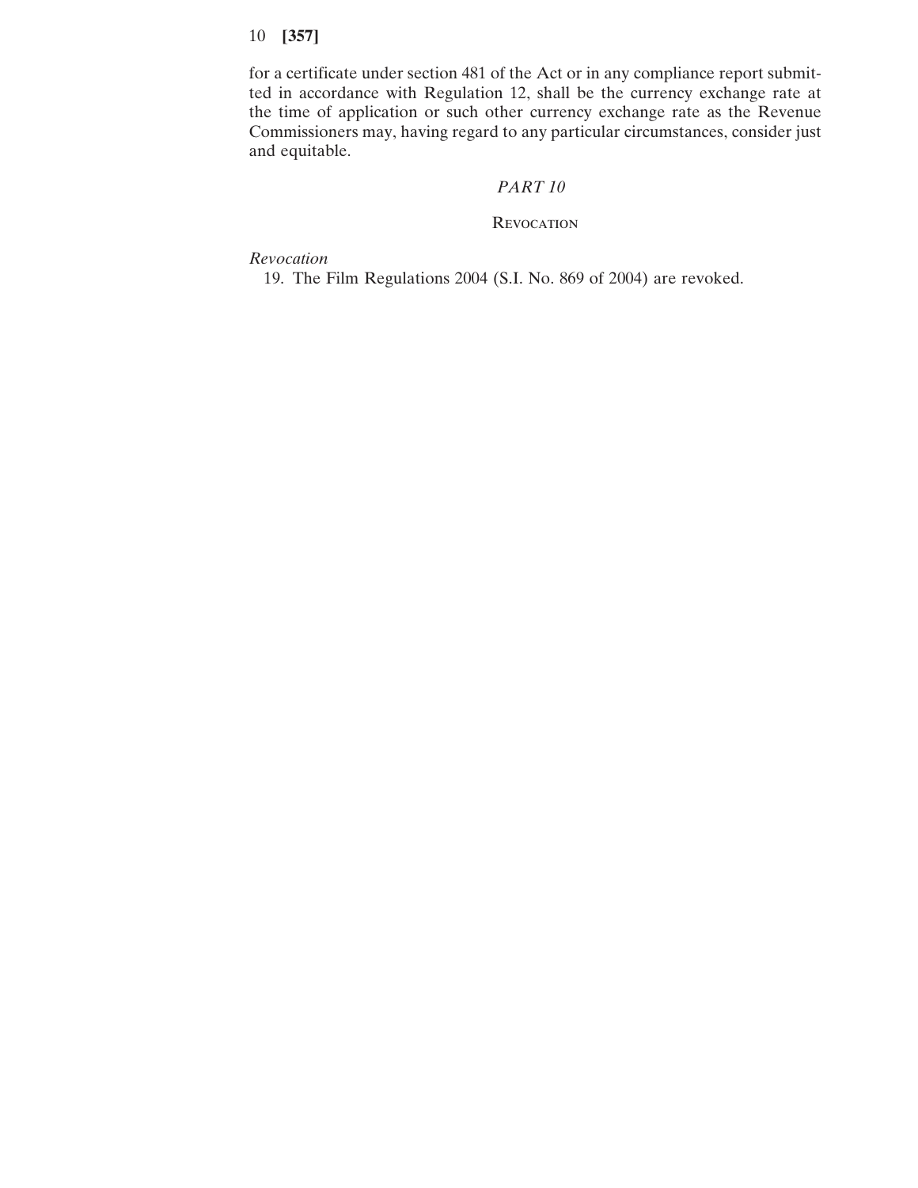for a certificate under section 481 of the Act or in any compliance report submitted in accordance with Regulation 12, shall be the currency exchange rate at the time of application or such other currency exchange rate as the Revenue Commissioners may, having regard to any particular circumstances, consider just and equitable.

## *PART 10*

### Revocation

*Revocation*

19. The Film Regulations 2004 (S.I. No. 869 of 2004) are revoked.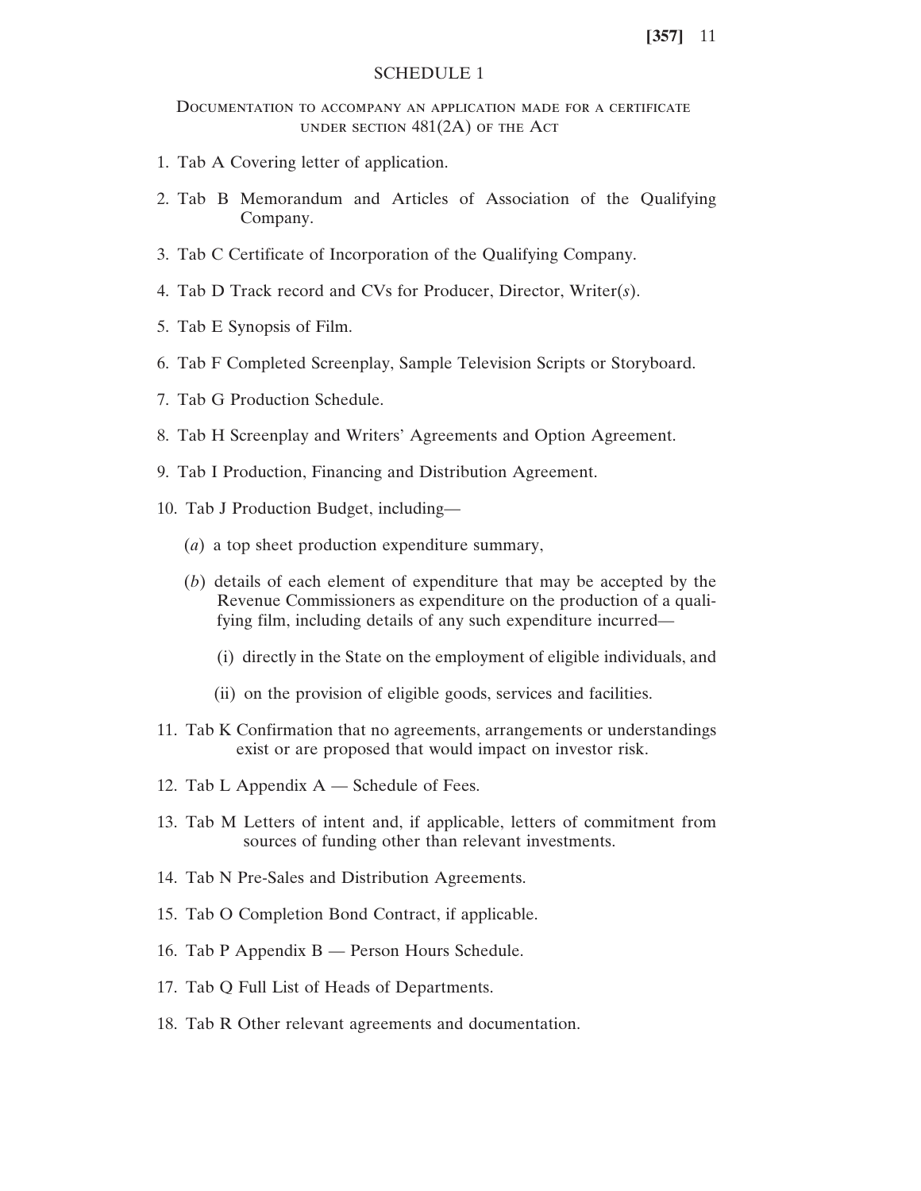## SCHEDULE 1

### Documentation to accompany an application made for a certificate under section 481(2A) of the Act

1. Tab A Covering letter of application.
2. Tab B Memorandum and Articles of Association of the Qualifying Company.
3. Tab C Certificate of Incorporation of the Qualifying Company.
4. Tab D Track record and CVs for Producer, Director, Writer(*s*).
5. Tab E Synopsis of Film.
6. Tab F Completed Screenplay, Sample Television Scripts or Storyboard.
7. Tab G Production Schedule.
8. Tab H Screenplay and Writers' Agreements and Option Agreement.
9. Tab I Production, Financing and Distribution Agreement.
10. Tab J Production Budget, including—

    (*a*) a top sheet production expenditure summary,

    (*b*) details of each element of expenditure that may be accepted by the Revenue Commissioners as expenditure on the production of a qualifying film, including details of any such expenditure incurred—

    (i) directly in the State on the employment of eligible individuals, and

    (ii) on the provision of eligible goods, services and facilities.

11. Tab K Confirmation that no agreements, arrangements or understandings exist or are proposed that would impact on investor risk.
12. Tab L Appendix A — Schedule of Fees.
13. Tab M Letters of intent and, if applicable, letters of commitment from sources of funding other than relevant investments.
14. Tab N Pre-Sales and Distribution Agreements.
15. Tab O Completion Bond Contract, if applicable.
16. Tab P Appendix B — Person Hours Schedule.
17. Tab Q Full List of Heads of Departments.
18. Tab R Other relevant agreements and documentation.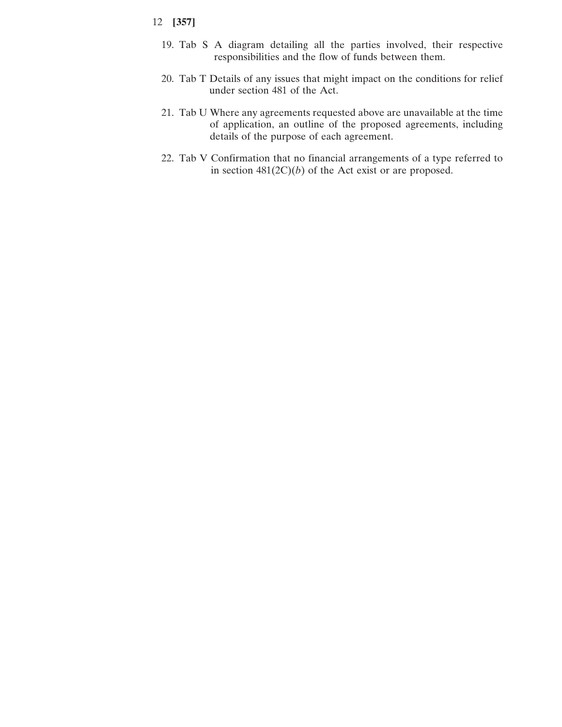19. Tab S A diagram detailing all the parties involved, their respective responsibilities and the flow of funds between them.

20. Tab T Details of any issues that might impact on the conditions for relief under section 481 of the Act.

21. Tab U Where any agreements requested above are unavailable at the time of application, an outline of the proposed agreements, including details of the purpose of each agreement.

22. Tab V Confirmation that no financial arrangements of a type referred to in section 481(2C)(*b*) of the Act exist or are proposed.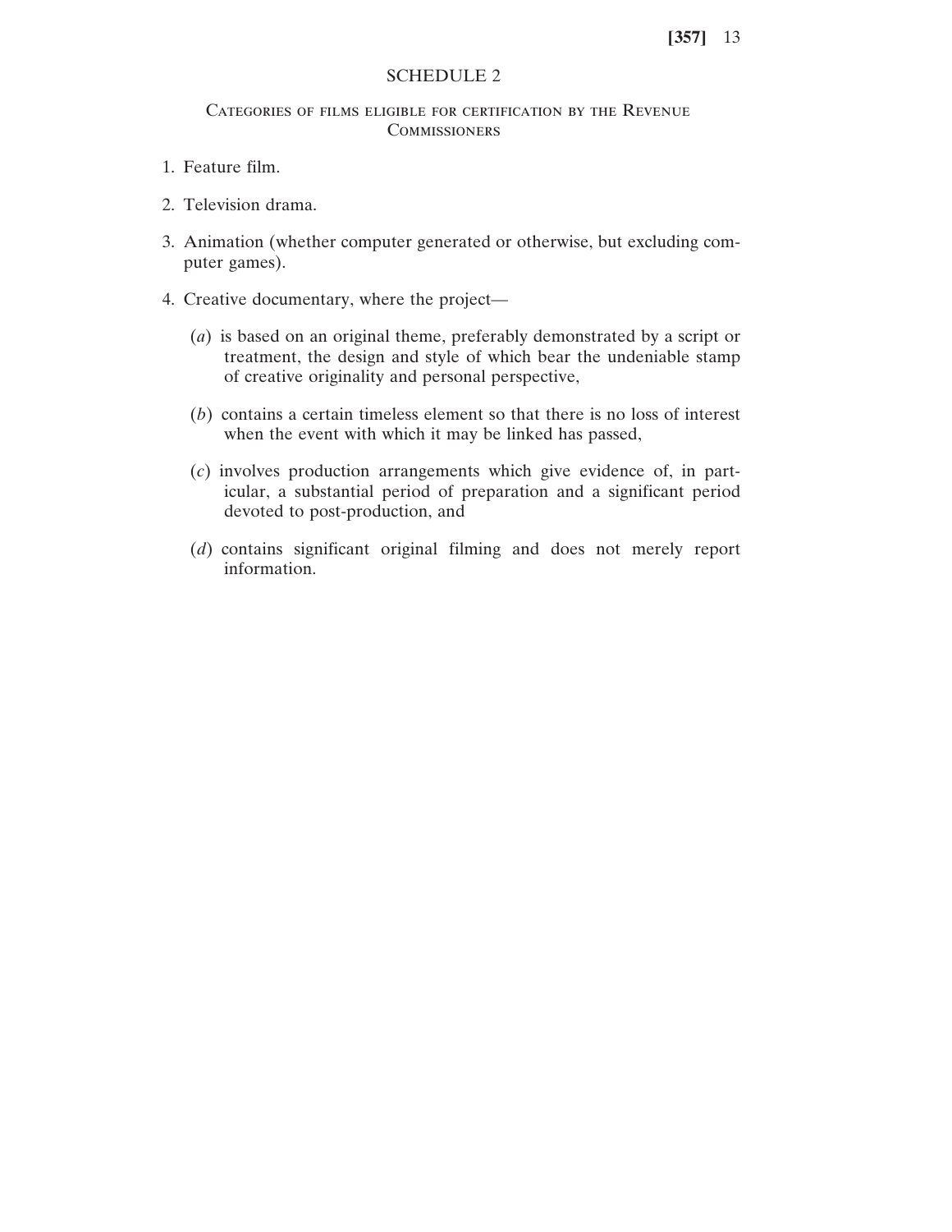# SCHEDULE 2

## Categories of films eligible for certification by the Revenue Commissioners

1. Feature film.

2. Television drama.

3. Animation (whether computer generated or otherwise, but excluding computer games).

4. Creative documentary, where the project—

   (*a*) is based on an original theme, preferably demonstrated by a script or treatment, the design and style of which bear the undeniable stamp of creative originality and personal perspective,

   (*b*) contains a certain timeless element so that there is no loss of interest when the event with which it may be linked has passed,

   (*c*) involves production arrangements which give evidence of, in particular, a substantial period of preparation and a significant period devoted to post-production, and

   (*d*) contains significant original filming and does not merely report information.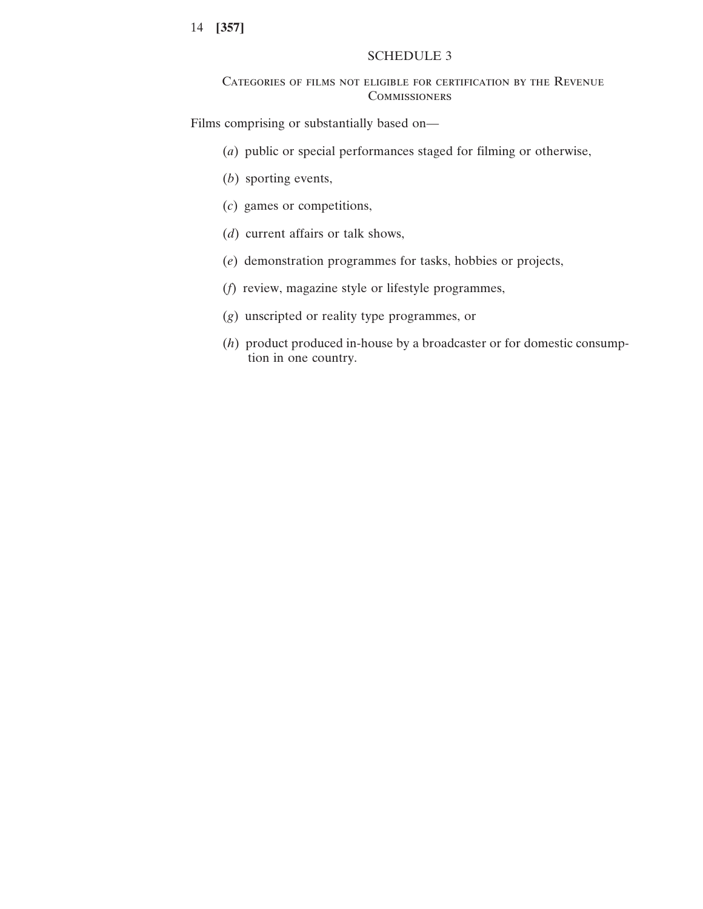## SCHEDULE 3

### Categories of films not eligible for certification by the Revenue Commissioners

Films comprising or substantially based on—

(*a*) public or special performances staged for filming or otherwise,

(*b*) sporting events,

(*c*) games or competitions,

(*d*) current affairs or talk shows,

(*e*) demonstration programmes for tasks, hobbies or projects,

(*f*) review, magazine style or lifestyle programmes,

(*g*) unscripted or reality type programmes, or

(*h*) product produced in-house by a broadcaster or for domestic consumption in one country.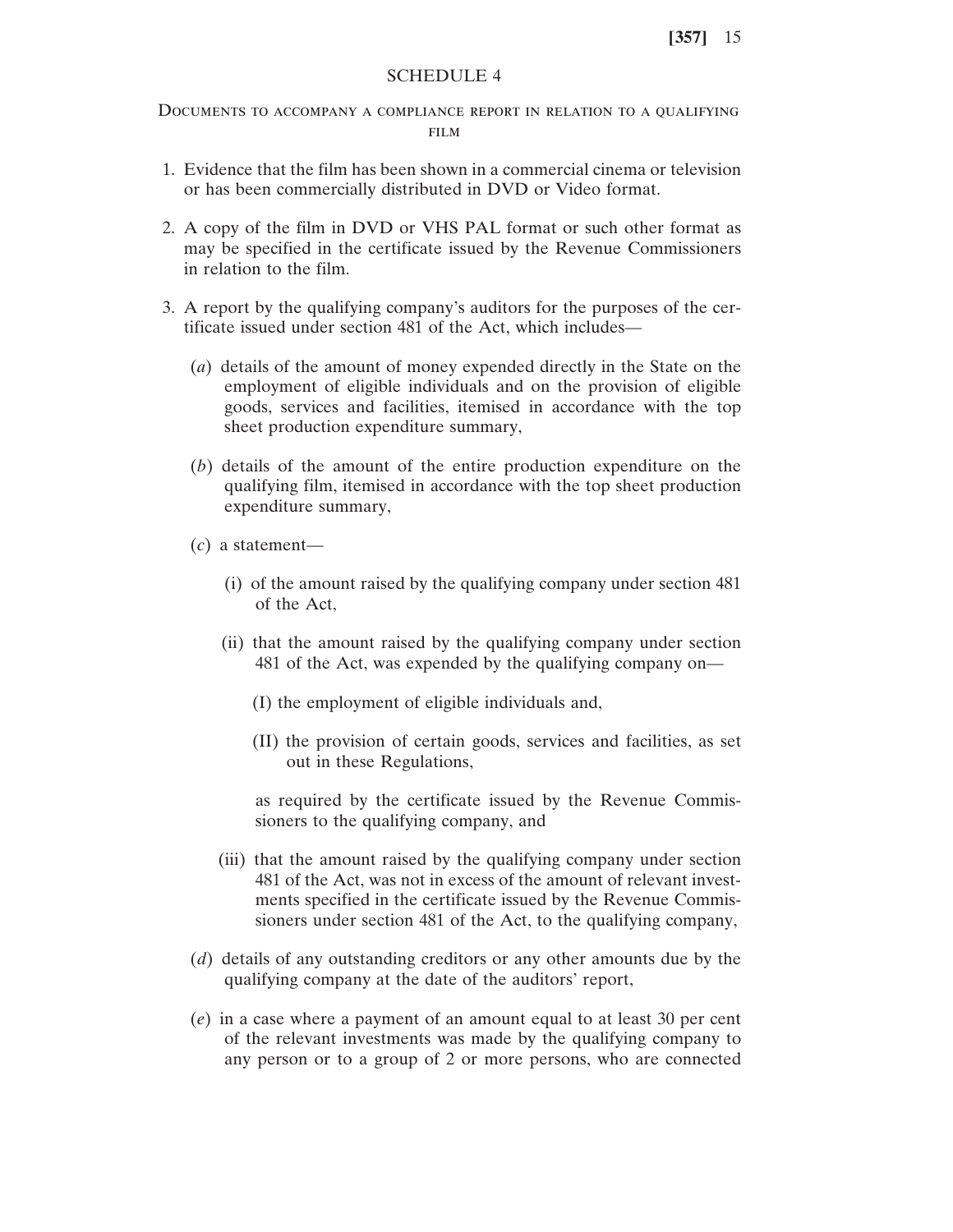## SCHEDULE 4

### Documents to accompany a compliance report in relation to a qualifying film

1. Evidence that the film has been shown in a commercial cinema or television or has been commercially distributed in DVD or Video format.

2. A copy of the film in DVD or VHS PAL format or such other format as may be specified in the certificate issued by the Revenue Commissioners in relation to the film.

3. A report by the qualifying company's auditors for the purposes of the certificate issued under section 481 of the Act, which includes—

   (*a*) details of the amount of money expended directly in the State on the employment of eligible individuals and on the provision of eligible goods, services and facilities, itemised in accordance with the top sheet production expenditure summary,

   (*b*) details of the amount of the entire production expenditure on the qualifying film, itemised in accordance with the top sheet production expenditure summary,

   (*c*) a statement—

   (i) of the amount raised by the qualifying company under section 481 of the Act,

   (ii) that the amount raised by the qualifying company under section 481 of the Act, was expended by the qualifying company on—

   (I) the employment of eligible individuals and,

   (II) the provision of certain goods, services and facilities, as set out in these Regulations,

   as required by the certificate issued by the Revenue Commissioners to the qualifying company, and

   (iii) that the amount raised by the qualifying company under section 481 of the Act, was not in excess of the amount of relevant investments specified in the certificate issued by the Revenue Commissioners under section 481 of the Act, to the qualifying company,

   (*d*) details of any outstanding creditors or any other amounts due by the qualifying company at the date of the auditors' report,

   (*e*) in a case where a payment of an amount equal to at least 30 per cent of the relevant investments was made by the qualifying company to any person or to a group of 2 or more persons, who are connected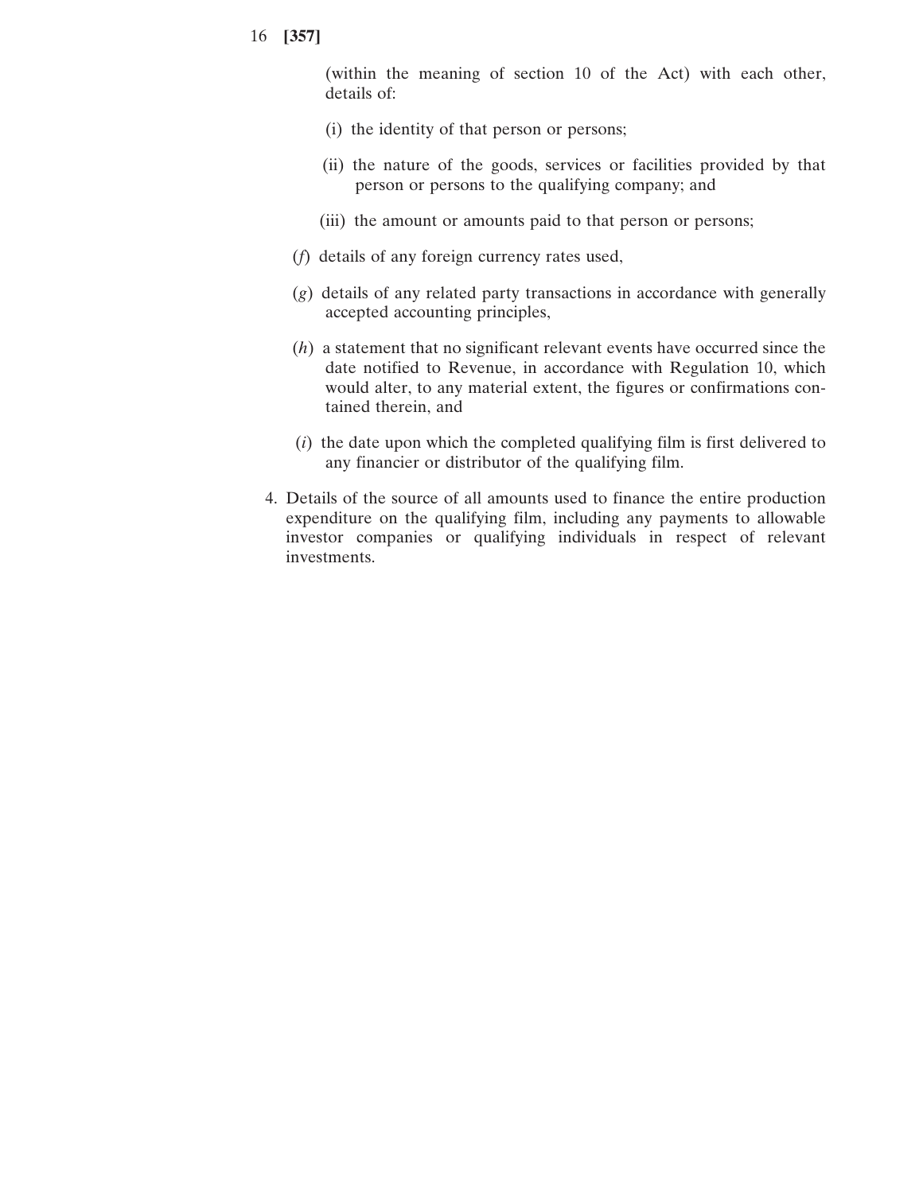(within the meaning of section 10 of the Act) with each other, details of:

(i) the identity of that person or persons;

(ii) the nature of the goods, services or facilities provided by that person or persons to the qualifying company; and

(iii) the amount or amounts paid to that person or persons;

(*f*) details of any foreign currency rates used,

(*g*) details of any related party transactions in accordance with generally accepted accounting principles,

(*h*) a statement that no significant relevant events have occurred since the date notified to Revenue, in accordance with Regulation 10, which would alter, to any material extent, the figures or confirmations contained therein, and

(*i*) the date upon which the completed qualifying film is first delivered to any financier or distributor of the qualifying film.

4. Details of the source of all amounts used to finance the entire production expenditure on the qualifying film, including any payments to allowable investor companies or qualifying individuals in respect of relevant investments.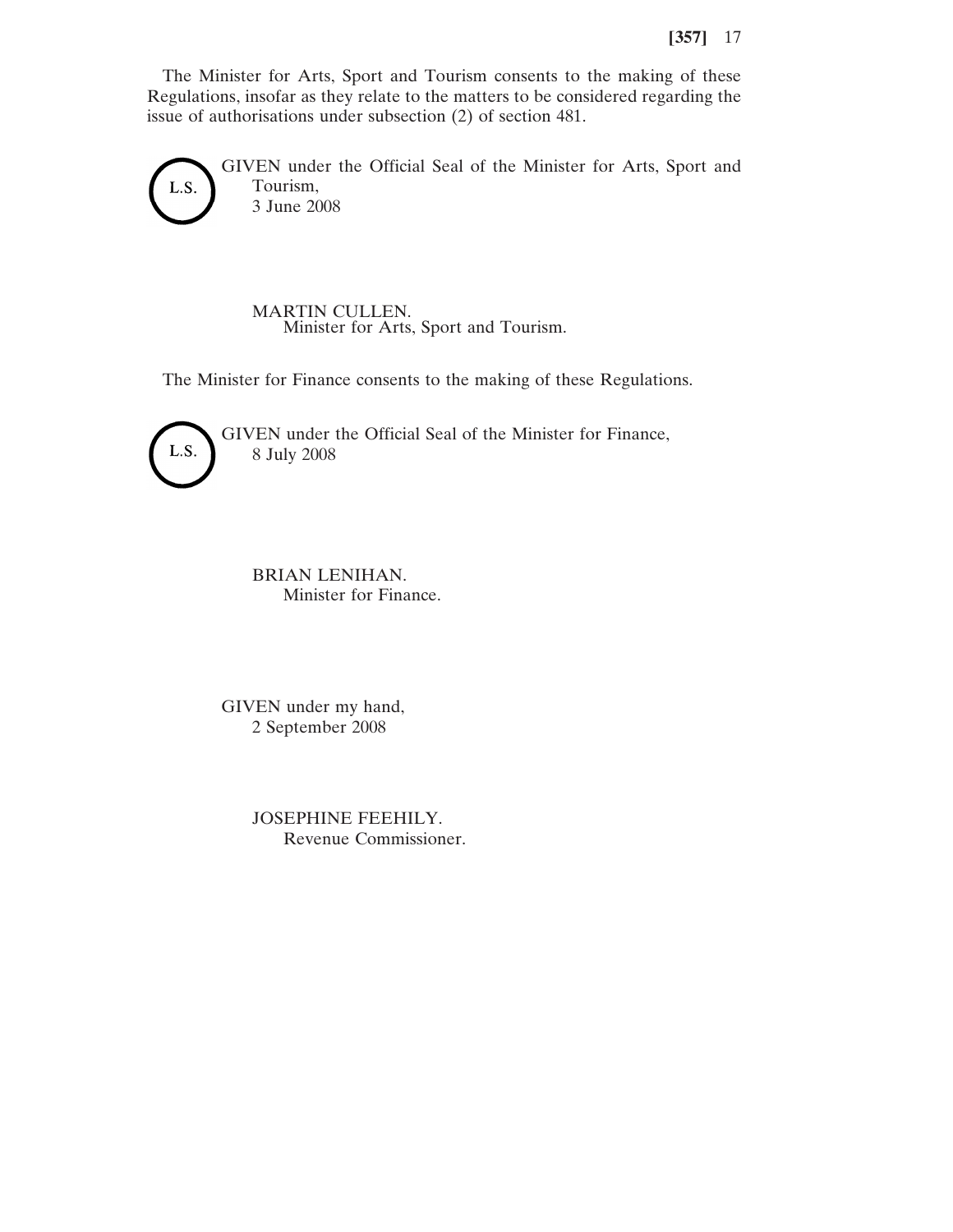The Minister for Arts, Sport and Tourism consents to the making of these Regulations, insofar as they relate to the matters to be considered regarding the issue of authorisations under subsection (2) of section 481.

L.S.

GIVEN under the Official Seal of the Minister for Arts, Sport and Tourism,
3 June 2008

MARTIN CULLEN.
Minister for Arts, Sport and Tourism.

The Minister for Finance consents to the making of these Regulations.

L.S.

GIVEN under the Official Seal of the Minister for Finance,
8 July 2008

BRIAN LENIHAN.
Minister for Finance.

GIVEN under my hand,
2 September 2008

JOSEPHINE FEEHILY.
Revenue Commissioner.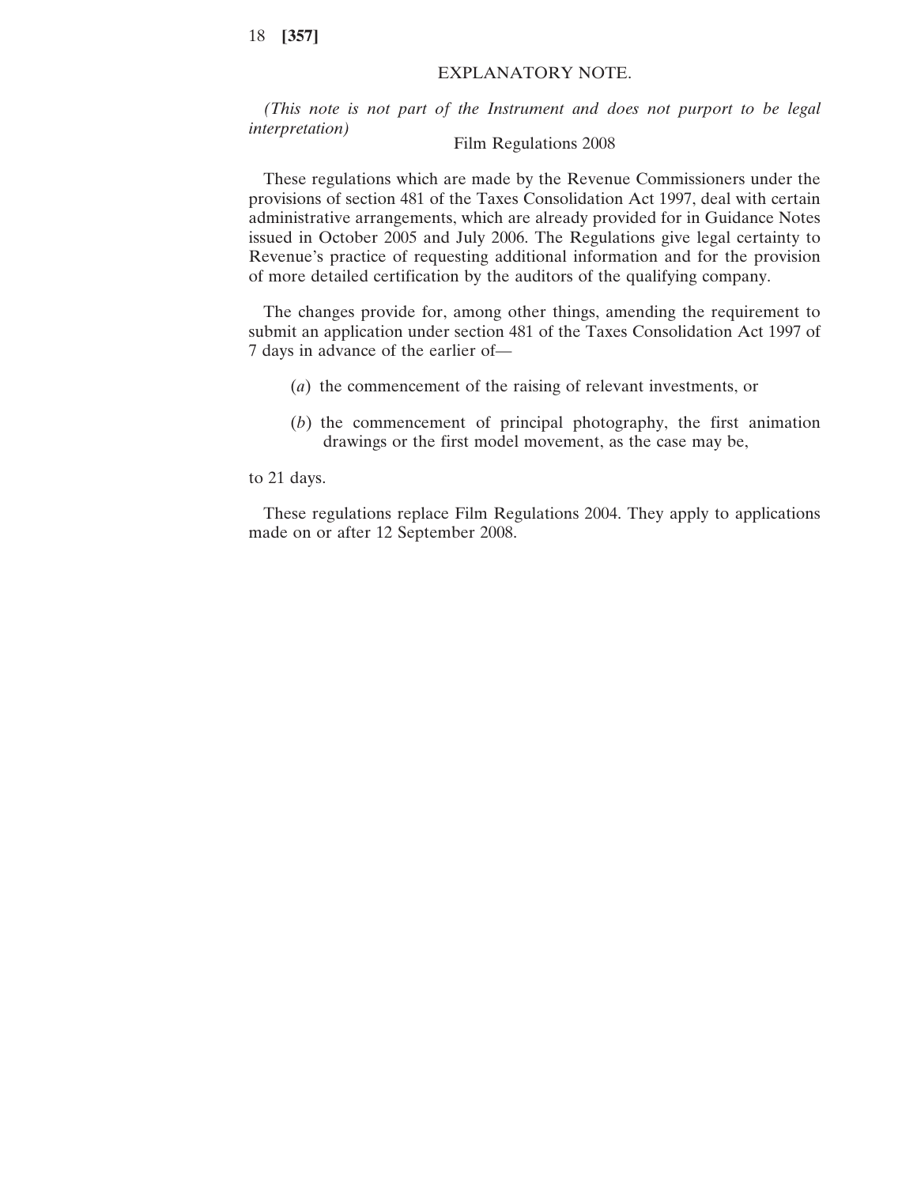## EXPLANATORY NOTE.

*(This note is not part of the Instrument and does not purport to be legal interpretation)*

Film Regulations 2008

These regulations which are made by the Revenue Commissioners under the provisions of section 481 of the Taxes Consolidation Act 1997, deal with certain administrative arrangements, which are already provided for in Guidance Notes issued in October 2005 and July 2006. The Regulations give legal certainty to Revenue's practice of requesting additional information and for the provision of more detailed certification by the auditors of the qualifying company.

The changes provide for, among other things, amending the requirement to submit an application under section 481 of the Taxes Consolidation Act 1997 of 7 days in advance of the earlier of—

(*a*) the commencement of the raising of relevant investments, or

(*b*) the commencement of principal photography, the first animation drawings or the first model movement, as the case may be,

to 21 days.

These regulations replace Film Regulations 2004. They apply to applications made on or after 12 September 2008.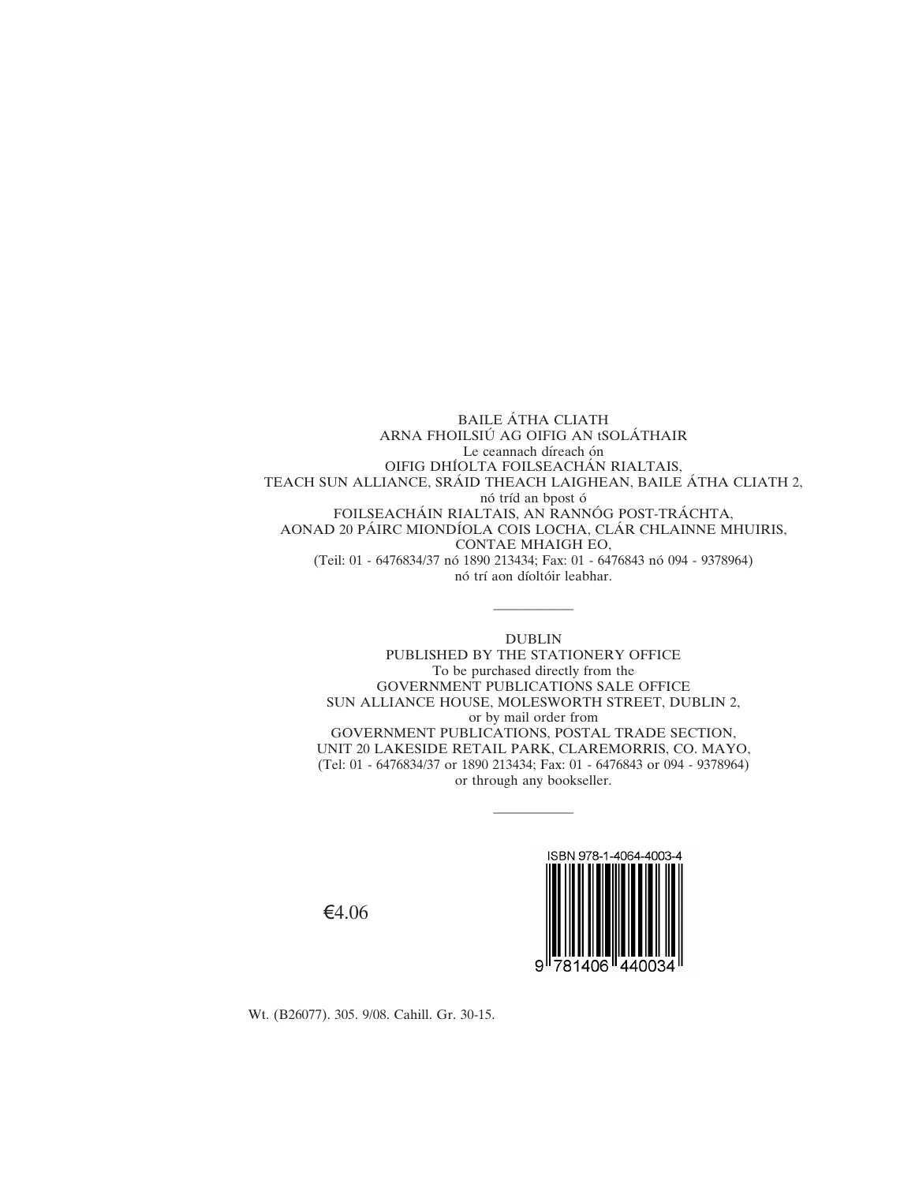BAILE ÁTHA CLIATH
ARNA FHOILSIÚ AG OIFIG AN tSOLÁTHAIR
Le ceannach díreach ón
OIFIG DHÍOLTA FOILSEACHÁN RIALTAIS,
TEACH SUN ALLIANCE, SRÁID THEACH LAIGHEAN, BAILE ÁTHA CLIATH 2,
nó tríd an bpost ó
FOILSEACHÁIN RIALTAIS, AN RANNÓG POST-TRÁCHTA,
AONAD 20 PÁIRC MIONDÍOLA COIS LOCHA, CLÁR CHLAINNE MHUIRIS,
CONTAE MHAIGH EO,
(Teil: 01 - 6476834/37 nó 1890 213434; Fax: 01 - 6476843 nó 094 - 9378964)
nó trí aon díoltóir leabhar.

---

DUBLIN
PUBLISHED BY THE STATIONERY OFFICE
To be purchased directly from the
GOVERNMENT PUBLICATIONS SALE OFFICE
SUN ALLIANCE HOUSE, MOLESWORTH STREET, DUBLIN 2,
or by mail order from
GOVERNMENT PUBLICATIONS, POSTAL TRADE SECTION,
UNIT 20 LAKESIDE RETAIL PARK, CLAREMORRIS, CO. MAYO,
(Tel: 01 - 6476834/37 or 1890 213434; Fax: 01 - 6476843 or 094 - 9378964)
or through any bookseller.

---

€4.06

ISBN 978-1-4064-4003-4

9 781406 440034

Wt. (B26077). 305. 9/08. Cahill. Gr. 30-15.